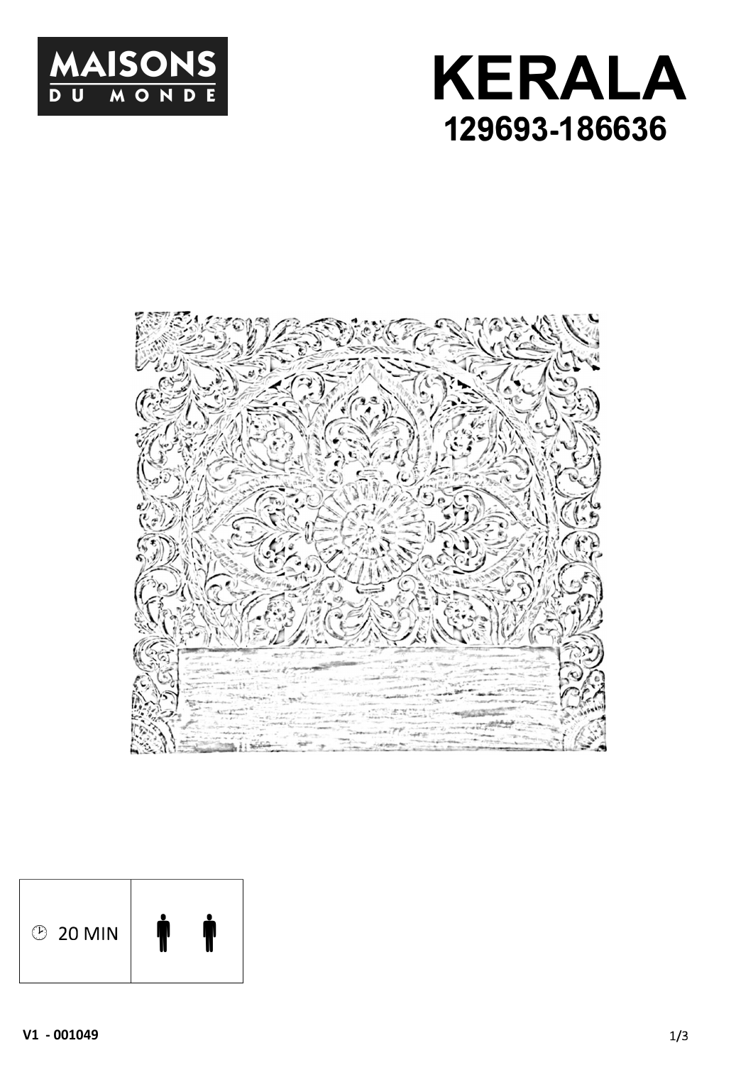MAISONS DU MONDE

# KERALA

## 129693-186636

| 20 MIN | 2 persons |
| --- | --- |

V1 - 001049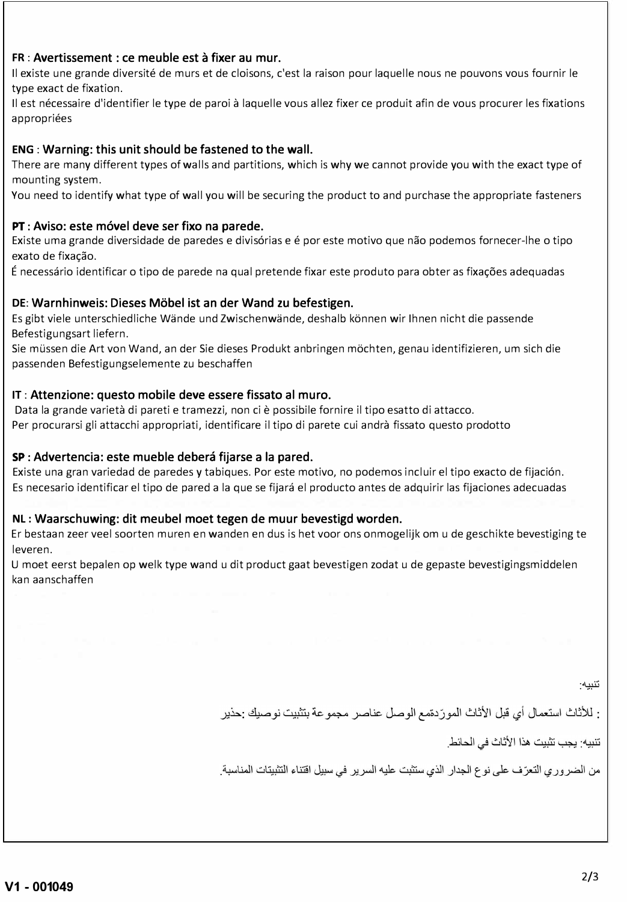**FR** : **Avertissement : ce meuble est à fixer au mur.**

Il existe une grande diversité de murs et de cloisons, c'est la raison pour laquelle nous ne pouvons vous fournir le type exact de fixation.

Il est nécessaire d'identifier le type de paroi à laquelle vous allez fixer ce produit afin de vous procurer les fixations appropriées

**ENG** : **Warning: this unit should be fastened to the wall.**

There are many different types of walls and partitions, which is why we cannot provide you with the exact type of mounting system.

You need to identify what type of wall you will be securing the product to and purchase the appropriate fasteners

**PT** : **Aviso: este móvel deve ser fixo na parede.**

Existe uma grande diversidade de paredes e divisórias e é por este motivo que não podemos fornecer-lhe o tipo exato de fixação.

É necessário identificar o tipo de parede na qual pretende fixar este produto para obter as fixações adequadas

**DE**: **Warnhinweis: Dieses Möbel ist an der Wand zu befestigen.**

Es gibt viele unterschiedliche Wände und Zwischenwände, deshalb können wir Ihnen nicht die passende Befestigungsart liefern.

Sie müssen die Art von Wand, an der Sie dieses Produkt anbringen möchten, genau identifizieren, um sich die passenden Befestigungselemente zu beschaffen

**IT** : **Attenzione: questo mobile deve essere fissato al muro.**

Data la grande varietà di pareti e tramezzi, non ci è possibile fornire il tipo esatto di attacco.

Per procurarsi gli attacchi appropriati, identificare il tipo di parete cui andrà fissato questo prodotto

**SP** : **Advertencia: este mueble deberá fijarse a la pared.**

Existe una gran variedad de paredes y tabiques. Por este motivo, no podemos incluir el tipo exacto de fijación.

Es necesario identificar el tipo de pared a la que se fijará el producto antes de adquirir las fijaciones adecuadas

**NL** : **Waarschuwing: dit meubel moet tegen de muur bevestigd worden.**

Er bestaan zeer veel soorten muren en wanden en dus is het voor ons onmogelijk om u de geschikte bevestiging te leveren.

U moet eerst bepalen op welk type wand u dit product gaat bevestigen zodat u de gepaste bevestigingsmiddelen kan aanschaffen

تنبيه:

حذير: نوصيك بتثبيت مجموعة عناصر الوصل مع الأثاث المورّد قبل أي استعمال للأثاث :

تنبيه: يجب تثبيت هذا الأثاث في الحائط.

من الضروري التعرّف على نوع الجدار الذي ستثبت عليه السرير في سبيل اقتناء التثبيتات المناسبة.

V1 - 001049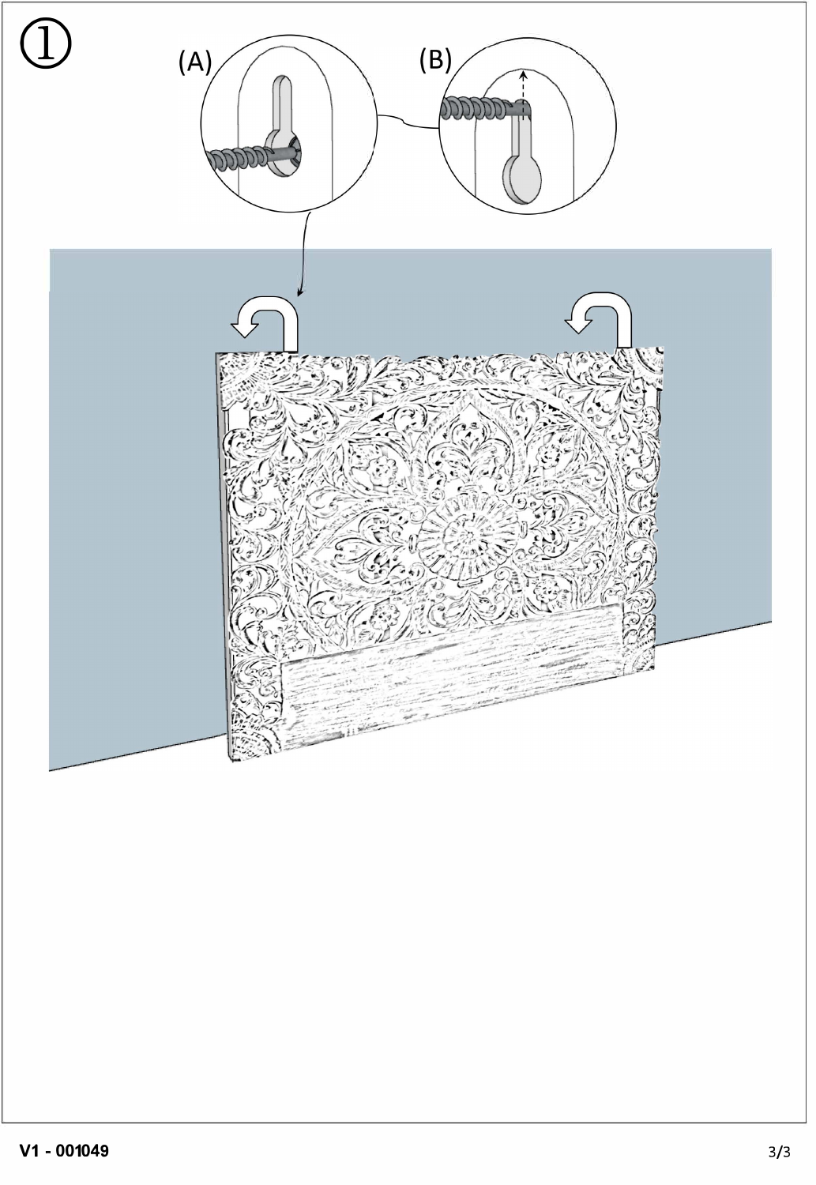①

(A)

(B)

V1 - 001049